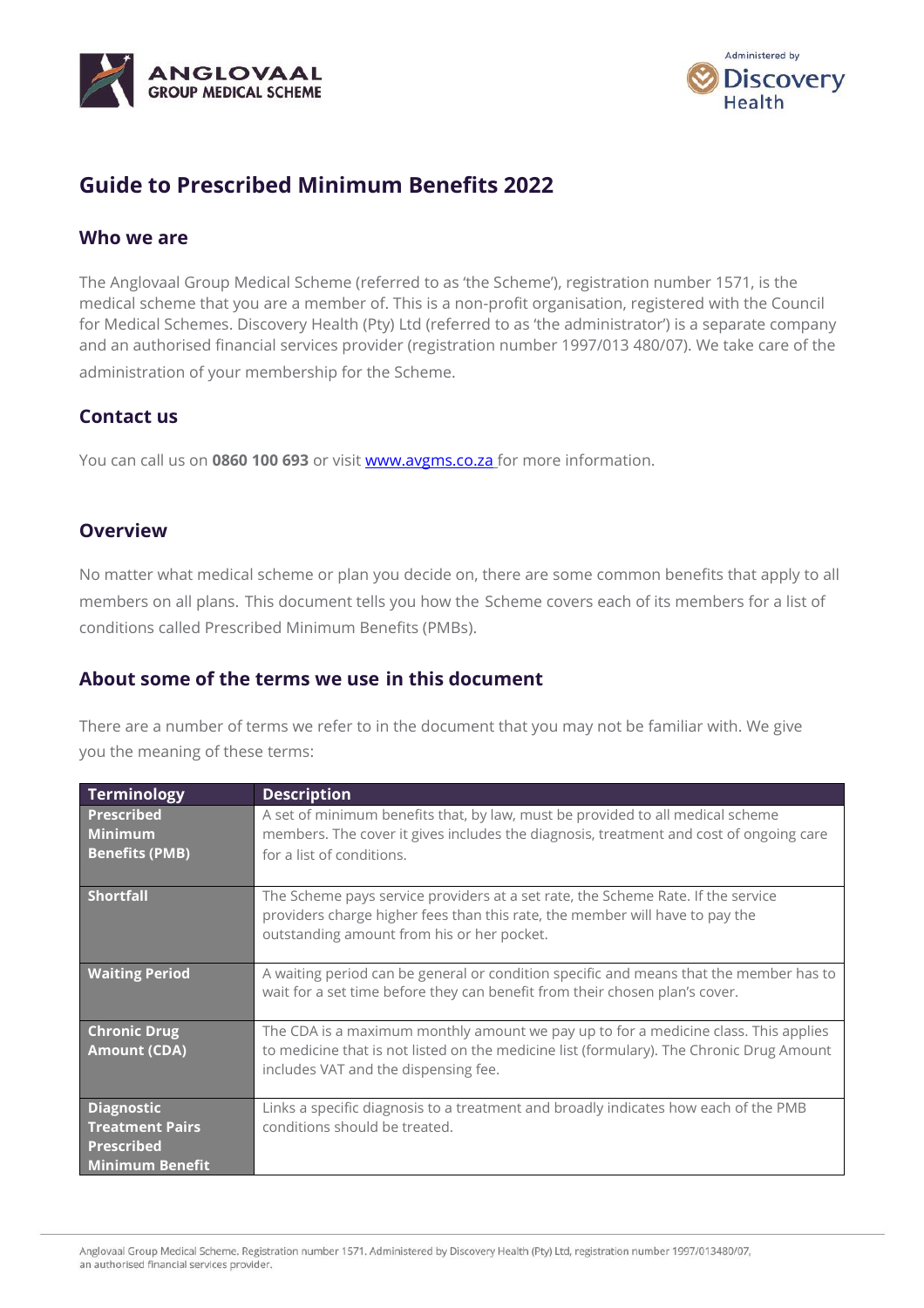# Guide to Prescribed Minimum Benefits 2022

## Who we are

The Anglovaal Group Medical Scheme (referred to as 'the Scheme'), registration number 1571, is the medical scheme that you are a member of. This is a non-profit organisation, registered with the Council for Medical Schemes. Discovery Health (Pty) Ltd (referred to as 'the administrator') is a separate company and an authorised financial services provider (registration number 1997/013 480/07). We take care of the administration of your membership for the Scheme.

## Contact us

You can call us on **0860 100 693** or visit www.avgms.co.za for more information.

## Overview

No matter what medical scheme or plan you decide on, there are some common benefits that apply to all members on all plans. This document tells you how the Scheme covers each of its members for a list of conditions called Prescribed Minimum Benefits (PMBs).

## About some of the terms we use in this document

There are a number of terms we refer to in the document that you may not be familiar with. We give you the meaning of these terms:

| Terminology | Description |
|---|---|
| **Prescribed Minimum Benefits (PMB)** | A set of minimum benefits that, by law, must be provided to all medical scheme members. The cover it gives includes the diagnosis, treatment and cost of ongoing care for a list of conditions. |
| **Shortfall** | The Scheme pays service providers at a set rate, the Scheme Rate. If the service providers charge higher fees than this rate, the member will have to pay the outstanding amount from his or her pocket. |
| **Waiting Period** | A waiting period can be general or condition specific and means that the member has to wait for a set time before they can benefit from their chosen plan's cover. |
| **Chronic Drug Amount (CDA)** | The CDA is a maximum monthly amount we pay up to for a medicine class. This applies to medicine that is not listed on the medicine list (formulary). The Chronic Drug Amount includes VAT and the dispensing fee. |
| **Diagnostic Treatment Pairs Prescribed Minimum Benefit** | Links a specific diagnosis to a treatment and broadly indicates how each of the PMB conditions should be treated. |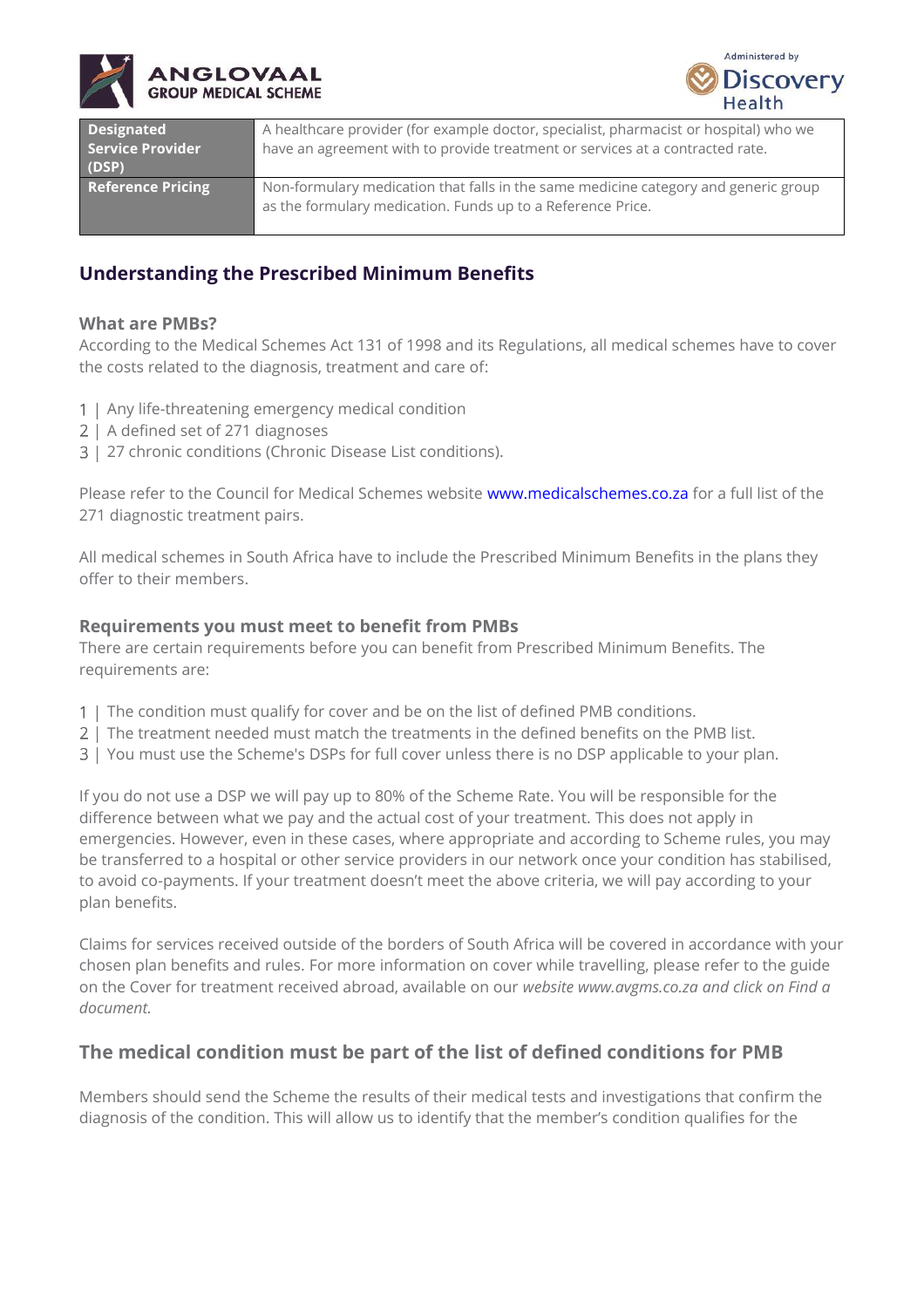| Designated Service Provider (DSP) | A healthcare provider (for example doctor, specialist, pharmacist or hospital) who we have an agreement with to provide treatment or services at a contracted rate. |
| --- | --- |
| Reference Pricing | Non-formulary medication that falls in the same medicine category and generic group as the formulary medication. Funds up to a Reference Price. |

## Understanding the Prescribed Minimum Benefits

### What are PMBs?

According to the Medical Schemes Act 131 of 1998 and its Regulations, all medical schemes have to cover the costs related to the diagnosis, treatment and care of:

1 | Any life-threatening emergency medical condition
2 | A defined set of 271 diagnoses
3 | 27 chronic conditions (Chronic Disease List conditions).

Please refer to the Council for Medical Schemes website www.medicalschemes.co.za for a full list of the 271 diagnostic treatment pairs.

All medical schemes in South Africa have to include the Prescribed Minimum Benefits in the plans they offer to their members.

### Requirements you must meet to benefit from PMBs

There are certain requirements before you can benefit from Prescribed Minimum Benefits. The requirements are:

1 | The condition must qualify for cover and be on the list of defined PMB conditions.
2 | The treatment needed must match the treatments in the defined benefits on the PMB list.
3 | You must use the Scheme's DSPs for full cover unless there is no DSP applicable to your plan.

If you do not use a DSP we will pay up to 80% of the Scheme Rate. You will be responsible for the difference between what we pay and the actual cost of your treatment. This does not apply in emergencies. However, even in these cases, where appropriate and according to Scheme rules, you may be transferred to a hospital or other service providers in our network once your condition has stabilised, to avoid co-payments. If your treatment doesn't meet the above criteria, we will pay according to your plan benefits.

Claims for services received outside of the borders of South Africa will be covered in accordance with your chosen plan benefits and rules. For more information on cover while travelling, please refer to the guide on the Cover for treatment received abroad, available on our *website www.avgms.co.za and click on Find a document.*

## The medical condition must be part of the list of defined conditions for PMB

Members should send the Scheme the results of their medical tests and investigations that confirm the diagnosis of the condition. This will allow us to identify that the member's condition qualifies for the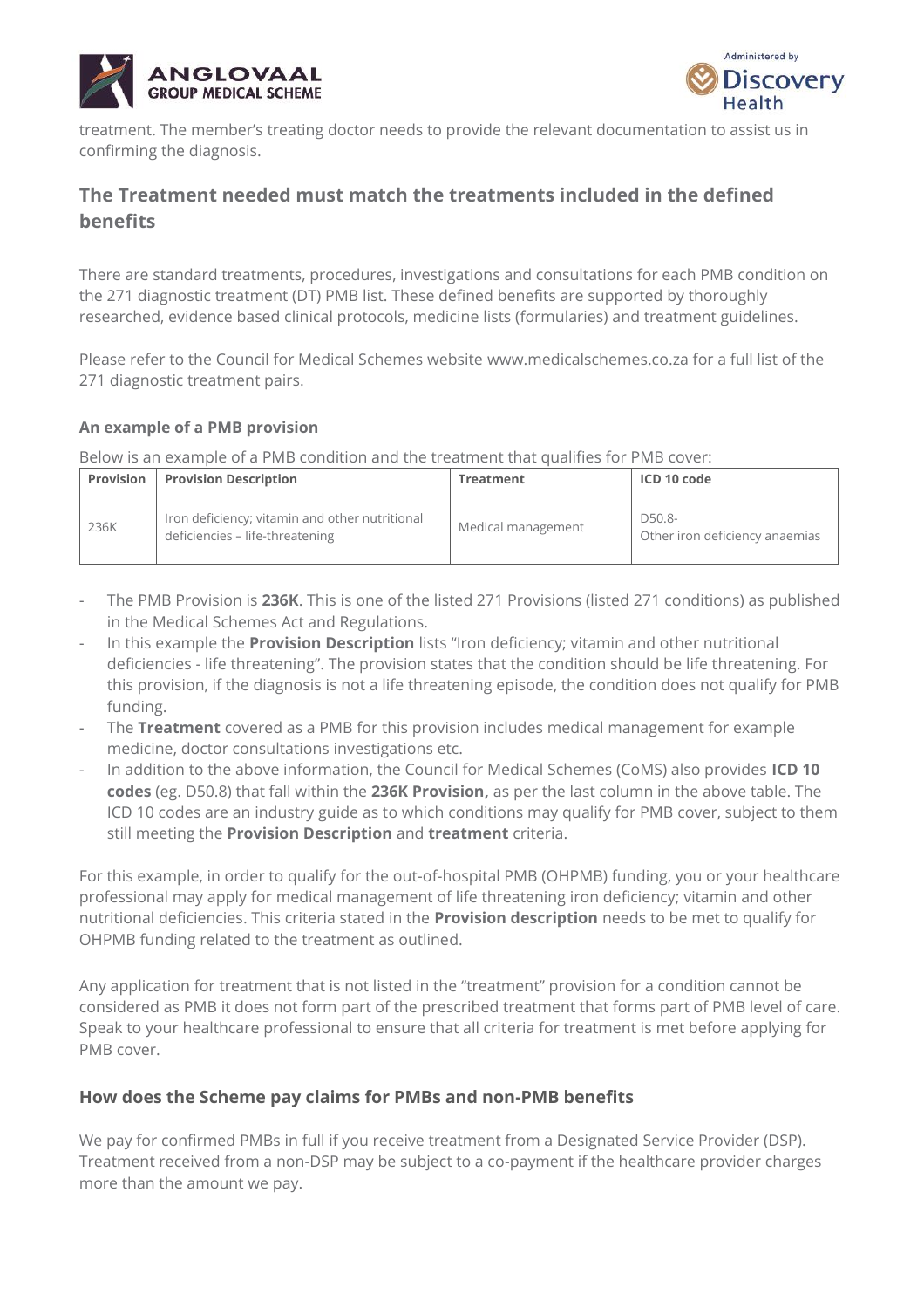treatment. The member's treating doctor needs to provide the relevant documentation to assist us in confirming the diagnosis.

## The Treatment needed must match the treatments included in the defined benefits

There are standard treatments, procedures, investigations and consultations for each PMB condition on the 271 diagnostic treatment (DT) PMB list. These defined benefits are supported by thoroughly researched, evidence based clinical protocols, medicine lists (formularies) and treatment guidelines.

Please refer to the Council for Medical Schemes website www.medicalschemes.co.za for a full list of the 271 diagnostic treatment pairs.

### An example of a PMB provision

Below is an example of a PMB condition and the treatment that qualifies for PMB cover:

| Provision | Provision Description | Treatment | ICD 10 code |
|---|---|---|---|
| 236K | Iron deficiency; vitamin and other nutritional deficiencies – life-threatening | Medical management | D50.8- Other iron deficiency anaemias |

- The PMB Provision is **236K**. This is one of the listed 271 Provisions (listed 271 conditions) as published in the Medical Schemes Act and Regulations.
- In this example the **Provision Description** lists "Iron deficiency; vitamin and other nutritional deficiencies - life threatening". The provision states that the condition should be life threatening. For this provision, if the diagnosis is not a life threatening episode, the condition does not qualify for PMB funding.
- The **Treatment** covered as a PMB for this provision includes medical management for example medicine, doctor consultations investigations etc.
- In addition to the above information, the Council for Medical Schemes (CoMS) also provides **ICD 10 codes** (eg. D50.8) that fall within the **236K Provision,** as per the last column in the above table. The ICD 10 codes are an industry guide as to which conditions may qualify for PMB cover, subject to them still meeting the **Provision Description** and **treatment** criteria.

For this example, in order to qualify for the out-of-hospital PMB (OHPMB) funding, you or your healthcare professional may apply for medical management of life threatening iron deficiency; vitamin and other nutritional deficiencies. This criteria stated in the **Provision description** needs to be met to qualify for OHPMB funding related to the treatment as outlined.

Any application for treatment that is not listed in the "treatment" provision for a condition cannot be considered as PMB it does not form part of the prescribed treatment that forms part of PMB level of care. Speak to your healthcare professional to ensure that all criteria for treatment is met before applying for PMB cover.

## How does the Scheme pay claims for PMBs and non-PMB benefits

We pay for confirmed PMBs in full if you receive treatment from a Designated Service Provider (DSP). Treatment received from a non-DSP may be subject to a co-payment if the healthcare provider charges more than the amount we pay.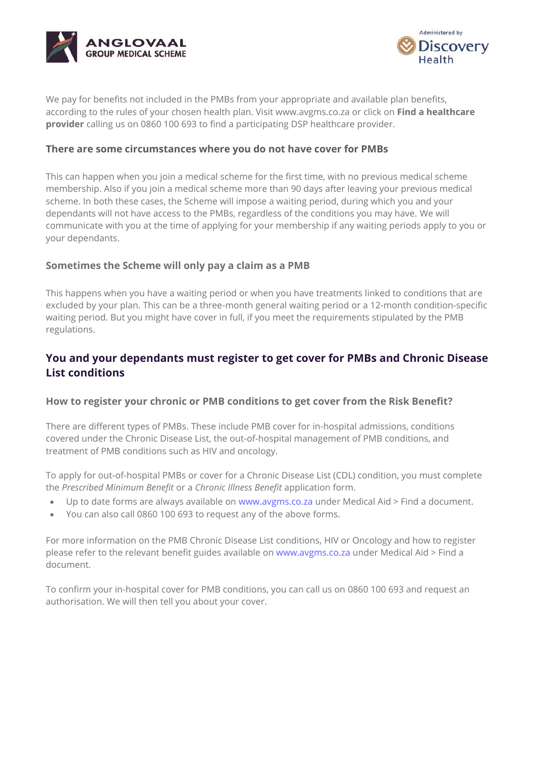We pay for benefits not included in the PMBs from your appropriate and available plan benefits, according to the rules of your chosen health plan. Visit www.avgms.co.za or click on **Find a healthcare provider** calling us on 0860 100 693 to find a participating DSP healthcare provider.

### There are some circumstances where you do not have cover for PMBs

This can happen when you join a medical scheme for the first time, with no previous medical scheme membership. Also if you join a medical scheme more than 90 days after leaving your previous medical scheme. In both these cases, the Scheme will impose a waiting period, during which you and your dependants will not have access to the PMBs, regardless of the conditions you may have. We will communicate with you at the time of applying for your membership if any waiting periods apply to you or your dependants.

### Sometimes the Scheme will only pay a claim as a PMB

This happens when you have a waiting period or when you have treatments linked to conditions that are excluded by your plan. This can be a three-month general waiting period or a 12-month condition-specific waiting period. But you might have cover in full, if you meet the requirements stipulated by the PMB regulations.

## You and your dependants must register to get cover for PMBs and Chronic Disease List conditions

### How to register your chronic or PMB conditions to get cover from the Risk Benefit?

There are different types of PMBs. These include PMB cover for in-hospital admissions, conditions covered under the Chronic Disease List, the out-of-hospital management of PMB conditions, and treatment of PMB conditions such as HIV and oncology.

To apply for out-of-hospital PMBs or cover for a Chronic Disease List (CDL) condition, you must complete the *Prescribed Minimum Benefit* or a *Chronic Illness Benefit* application form.

- Up to date forms are always available on www.avgms.co.za under Medical Aid > Find a document.
- You can also call 0860 100 693 to request any of the above forms.

For more information on the PMB Chronic Disease List conditions, HIV or Oncology and how to register please refer to the relevant benefit guides available on www.avgms.co.za under Medical Aid > Find a document.

To confirm your in-hospital cover for PMB conditions, you can call us on 0860 100 693 and request an authorisation. We will then tell you about your cover.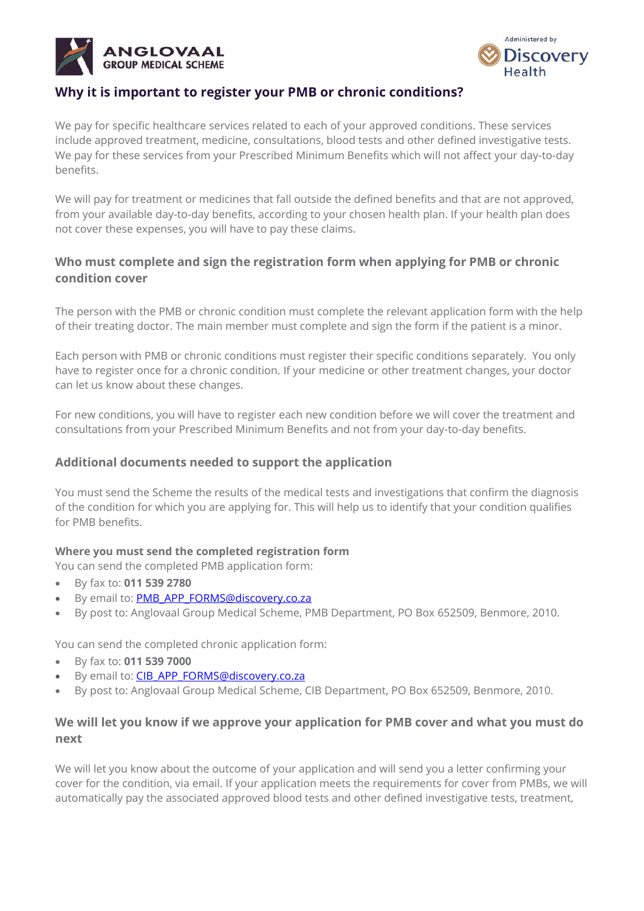## Why it is important to register your PMB or chronic conditions?

We pay for specific healthcare services related to each of your approved conditions. These services include approved treatment, medicine, consultations, blood tests and other defined investigative tests. We pay for these services from your Prescribed Minimum Benefits which will not affect your day-to-day benefits.

We will pay for treatment or medicines that fall outside the defined benefits and that are not approved, from your available day-to-day benefits, according to your chosen health plan. If your health plan does not cover these expenses, you will have to pay these claims.

### Who must complete and sign the registration form when applying for PMB or chronic condition cover

The person with the PMB or chronic condition must complete the relevant application form with the help of their treating doctor. The main member must complete and sign the form if the patient is a minor.

Each person with PMB or chronic conditions must register their specific conditions separately. You only have to register once for a chronic condition. If your medicine or other treatment changes, your doctor can let us know about these changes.

For new conditions, you will have to register each new condition before we will cover the treatment and consultations from your Prescribed Minimum Benefits and not from your day-to-day benefits.

### Additional documents needed to support the application

You must send the Scheme the results of the medical tests and investigations that confirm the diagnosis of the condition for which you are applying for. This will help us to identify that your condition qualifies for PMB benefits.

#### Where you must send the completed registration form

You can send the completed PMB application form:

- By fax to: **011 539 2780**
- By email to: PMB_APP_FORMS@discovery.co.za
- By post to: Anglovaal Group Medical Scheme, PMB Department, PO Box 652509, Benmore, 2010.

You can send the completed chronic application form:

- By fax to: **011 539 7000**
- By email to: CIB_APP_FORMS@discovery.co.za
- By post to: Anglovaal Group Medical Scheme, CIB Department, PO Box 652509, Benmore, 2010.

### We will let you know if we approve your application for PMB cover and what you must do next

We will let you know about the outcome of your application and will send you a letter confirming your cover for the condition, via email. If your application meets the requirements for cover from PMBs, we will automatically pay the associated approved blood tests and other defined investigative tests, treatment,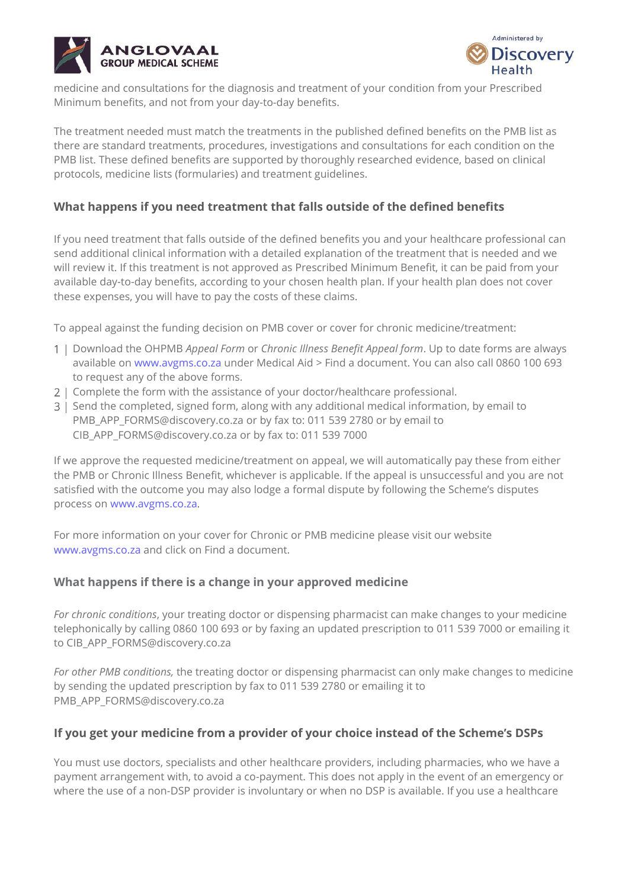medicine and consultations for the diagnosis and treatment of your condition from your Prescribed Minimum benefits, and not from your day-to-day benefits.

The treatment needed must match the treatments in the published defined benefits on the PMB list as there are standard treatments, procedures, investigations and consultations for each condition on the PMB list. These defined benefits are supported by thoroughly researched evidence, based on clinical protocols, medicine lists (formularies) and treatment guidelines.

## What happens if you need treatment that falls outside of the defined benefits

If you need treatment that falls outside of the defined benefits you and your healthcare professional can send additional clinical information with a detailed explanation of the treatment that is needed and we will review it. If this treatment is not approved as Prescribed Minimum Benefit, it can be paid from your available day-to-day benefits, according to your chosen health plan. If your health plan does not cover these expenses, you will have to pay the costs of these claims.

To appeal against the funding decision on PMB cover or cover for chronic medicine/treatment:

1. Download the OHPMB *Appeal Form* or *Chronic Illness Benefit Appeal form*. Up to date forms are always available on www.avgms.co.za under Medical Aid > Find a document. You can also call 0860 100 693 to request any of the above forms.
2. Complete the form with the assistance of your doctor/healthcare professional.
3. Send the completed, signed form, along with any additional medical information, by email to PMB_APP_FORMS@discovery.co.za or by fax to: 011 539 2780 or by email to CIB_APP_FORMS@discovery.co.za or by fax to: 011 539 7000

If we approve the requested medicine/treatment on appeal, we will automatically pay these from either the PMB or Chronic Illness Benefit, whichever is applicable. If the appeal is unsuccessful and you are not satisfied with the outcome you may also lodge a formal dispute by following the Scheme's disputes process on www.avgms.co.za.

For more information on your cover for Chronic or PMB medicine please visit our website www.avgms.co.za and click on Find a document.

## What happens if there is a change in your approved medicine

*For chronic conditions*, your treating doctor or dispensing pharmacist can make changes to your medicine telephonically by calling 0860 100 693 or by faxing an updated prescription to 011 539 7000 or emailing it to CIB_APP_FORMS@discovery.co.za

*For other PMB conditions,* the treating doctor or dispensing pharmacist can only make changes to medicine by sending the updated prescription by fax to 011 539 2780 or emailing it to PMB_APP_FORMS@discovery.co.za

## If you get your medicine from a provider of your choice instead of the Scheme's DSPs

You must use doctors, specialists and other healthcare providers, including pharmacies, who we have a payment arrangement with, to avoid a co-payment. This does not apply in the event of an emergency or where the use of a non-DSP provider is involuntary or when no DSP is available. If you use a healthcare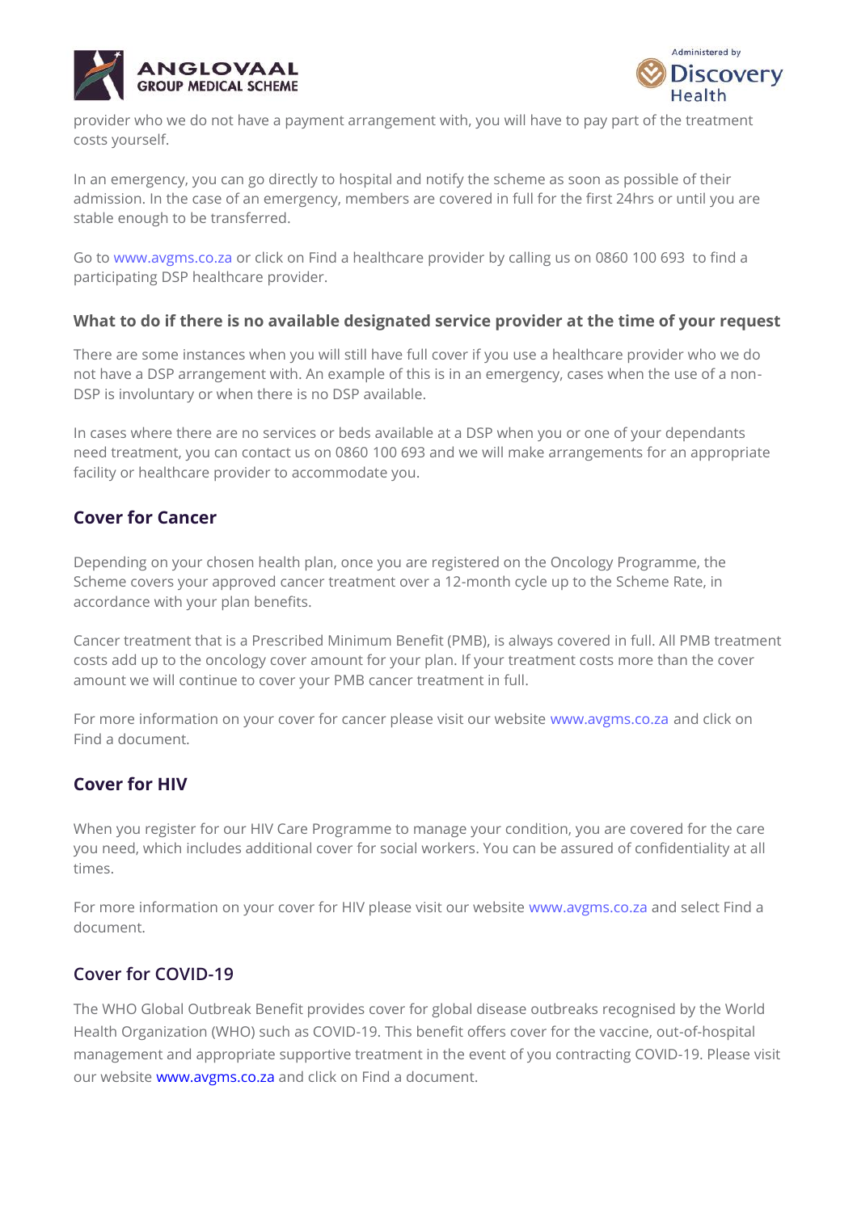provider who we do not have a payment arrangement with, you will have to pay part of the treatment costs yourself.

In an emergency, you can go directly to hospital and notify the scheme as soon as possible of their admission. In the case of an emergency, members are covered in full for the first 24hrs or until you are stable enough to be transferred.

Go to www.avgms.co.za or click on Find a healthcare provider by calling us on 0860 100 693 to find a participating DSP healthcare provider.

### What to do if there is no available designated service provider at the time of your request

There are some instances when you will still have full cover if you use a healthcare provider who we do not have a DSP arrangement with. An example of this is in an emergency, cases when the use of a non-DSP is involuntary or when there is no DSP available.

In cases where there are no services or beds available at a DSP when you or one of your dependants need treatment, you can contact us on 0860 100 693 and we will make arrangements for an appropriate facility or healthcare provider to accommodate you.

## Cover for Cancer

Depending on your chosen health plan, once you are registered on the Oncology Programme, the Scheme covers your approved cancer treatment over a 12-month cycle up to the Scheme Rate, in accordance with your plan benefits.

Cancer treatment that is a Prescribed Minimum Benefit (PMB), is always covered in full. All PMB treatment costs add up to the oncology cover amount for your plan. If your treatment costs more than the cover amount we will continue to cover your PMB cancer treatment in full.

For more information on your cover for cancer please visit our website www.avgms.co.za and click on Find a document.

## Cover for HIV

When you register for our HIV Care Programme to manage your condition, you are covered for the care you need, which includes additional cover for social workers. You can be assured of confidentiality at all times.

For more information on your cover for HIV please visit our website www.avgms.co.za and select Find a document.

## Cover for COVID-19

The WHO Global Outbreak Benefit provides cover for global disease outbreaks recognised by the World Health Organization (WHO) such as COVID-19. This benefit offers cover for the vaccine, out-of-hospital management and appropriate supportive treatment in the event of you contracting COVID-19. Please visit our website www.avgms.co.za and click on Find a document.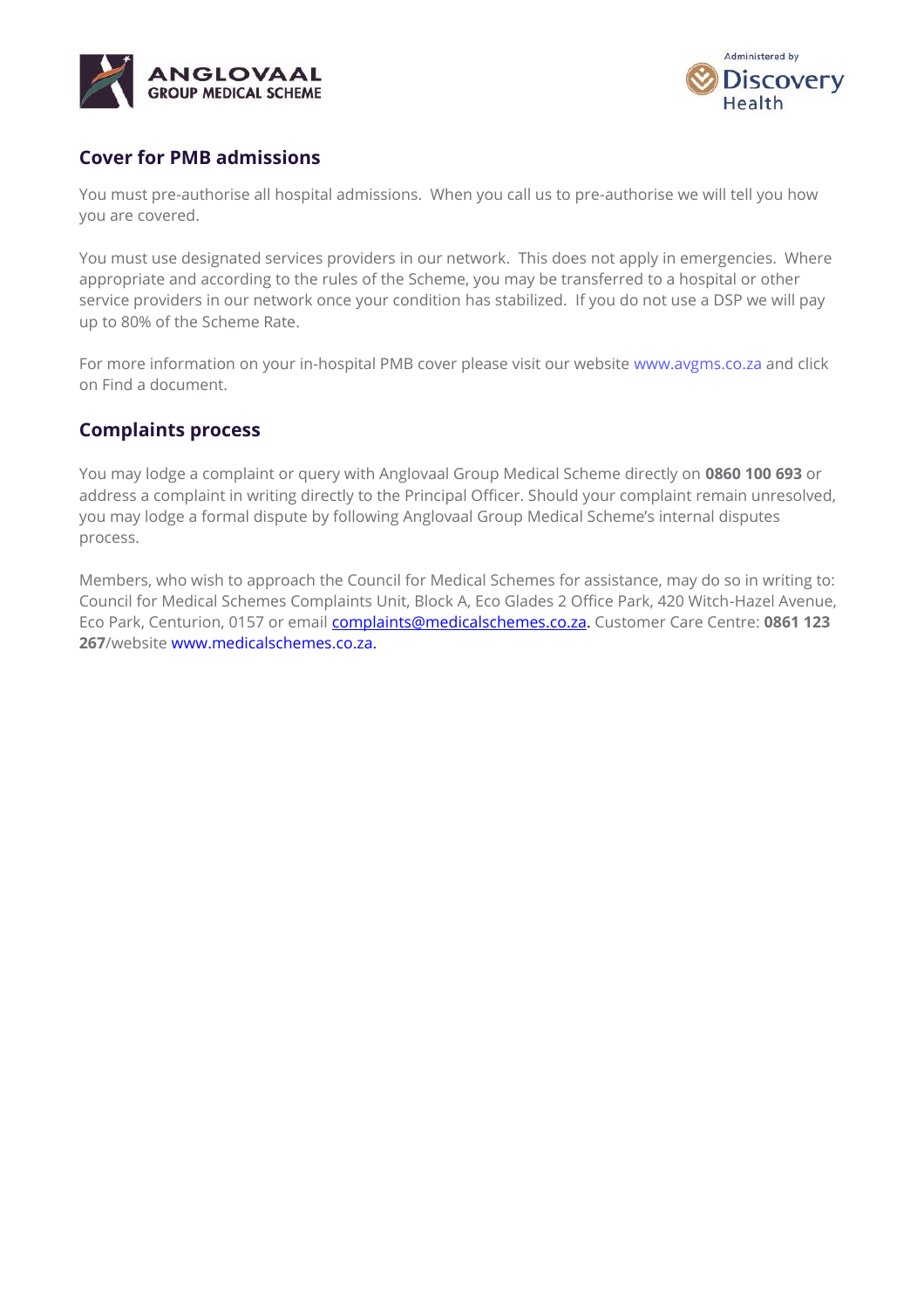## Cover for PMB admissions

You must pre-authorise all hospital admissions.  When you call us to pre-authorise we will tell you how you are covered.

You must use designated services providers in our network.  This does not apply in emergencies.  Where appropriate and according to the rules of the Scheme, you may be transferred to a hospital or other service providers in our network once your condition has stabilized.  If you do not use a DSP we will pay up to 80% of the Scheme Rate.

For more information on your in-hospital PMB cover please visit our website www.avgms.co.za and click on Find a document.

## Complaints process

You may lodge a complaint or query with Anglovaal Group Medical Scheme directly on **0860 100 693** or address a complaint in writing directly to the Principal Officer. Should your complaint remain unresolved, you may lodge a formal dispute by following Anglovaal Group Medical Scheme's internal disputes process.

Members, who wish to approach the Council for Medical Schemes for assistance, may do so in writing to: Council for Medical Schemes Complaints Unit, Block A, Eco Glades 2 Office Park, 420 Witch-Hazel Avenue, Eco Park, Centurion, 0157 or email complaints@medicalschemes.co.za. Customer Care Centre: **0861 123 267**/website www.medicalschemes.co.za.